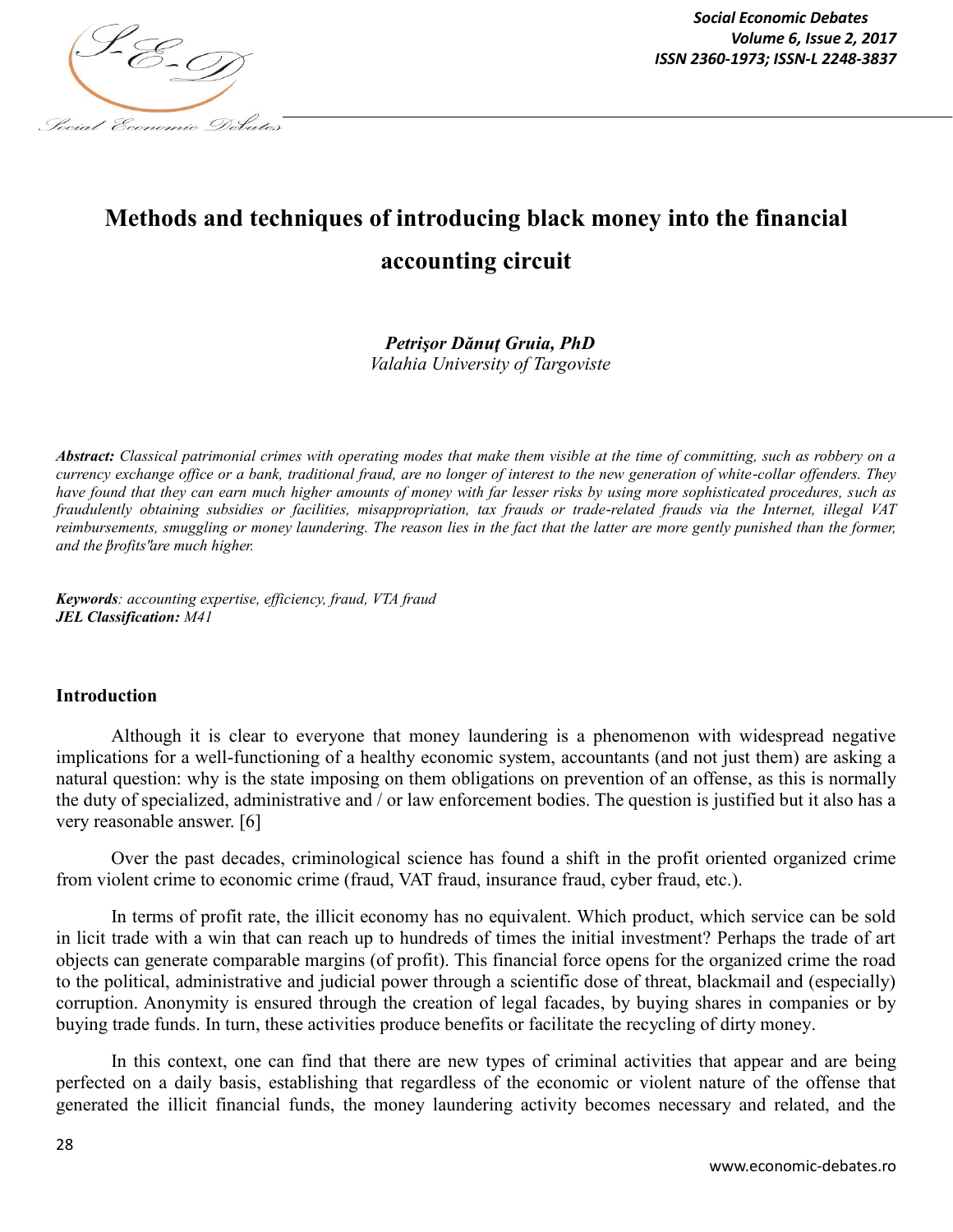# Methods and techniques of introducing black money into the financial accounting circuit

***Petrişor Dănuţ Gruia, PhD***
*Valahia University of Targoviste*

***Abstract:*** *Classical patrimonial crimes with operating modes that make them visible at the time of committing, such as robbery on a currency exchange office or a bank, traditional fraud, are no longer of interest to the new generation of white-collar offenders. They have found that they can earn much higher amounts of money with far lesser risks by using more sophisticated procedures, such as fraudulently obtaining subsidies or facilities, misappropriation, tax frauds or trade-related frauds via the Internet, illegal VAT reimbursements, smuggling or money laundering. The reason lies in the fact that the latter are more gently punished than the former, and the "profits" are much higher.*

***Keywords****: accounting expertise, efficiency, fraud, VTA fraud*
***JEL Classification:*** *M41*

## Introduction

Although it is clear to everyone that money laundering is a phenomenon with widespread negative implications for a well-functioning of a healthy economic system, accountants (and not just them) are asking a natural question: why is the state imposing on them obligations on prevention of an offense, as this is normally the duty of specialized, administrative and / or law enforcement bodies. The question is justified but it also has a very reasonable answer. [6]

Over the past decades, criminological science has found a shift in the profit oriented organized crime from violent crime to economic crime (fraud, VAT fraud, insurance fraud, cyber fraud, etc.).

In terms of profit rate, the illicit economy has no equivalent. Which product, which service can be sold in licit trade with a win that can reach up to hundreds of times the initial investment? Perhaps the trade of art objects can generate comparable margins (of profit). This financial force opens for the organized crime the road to the political, administrative and judicial power through a scientific dose of threat, blackmail and (especially) corruption. Anonymity is ensured through the creation of legal facades, by buying shares in companies or by buying trade funds. In turn, these activities produce benefits or facilitate the recycling of dirty money.

In this context, one can find that there are new types of criminal activities that appear and are being perfected on a daily basis, establishing that regardless of the economic or violent nature of the offense that generated the illicit financial funds, the money laundering activity becomes necessary and related, and the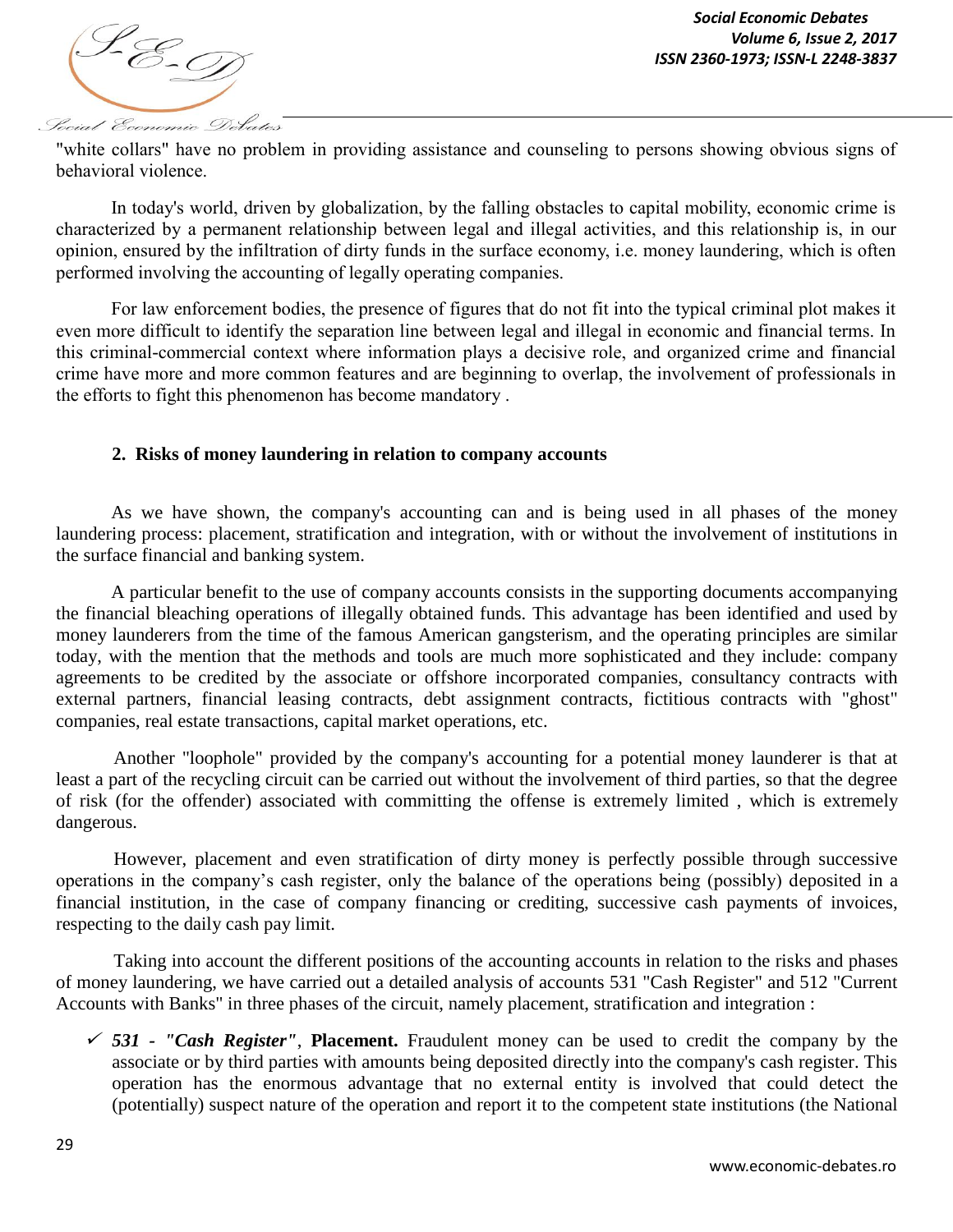"white collars" have no problem in providing assistance and counseling to persons showing obvious signs of behavioral violence.

In today's world, driven by globalization, by the falling obstacles to capital mobility, economic crime is characterized by a permanent relationship between legal and illegal activities, and this relationship is, in our opinion, ensured by the infiltration of dirty funds in the surface economy, i.e. money laundering, which is often performed involving the accounting of legally operating companies.

For law enforcement bodies, the presence of figures that do not fit into the typical criminal plot makes it even more difficult to identify the separation line between legal and illegal in economic and financial terms. In this criminal-commercial context where information plays a decisive role, and organized crime and financial crime have more and more common features and are beginning to overlap, the involvement of professionals in the efforts to fight this phenomenon has become mandatory .

## 2. Risks of money laundering in relation to company accounts

As we have shown, the company's accounting can and is being used in all phases of the money laundering process: placement, stratification and integration, with or without the involvement of institutions in the surface financial and banking system.

A particular benefit to the use of company accounts consists in the supporting documents accompanying the financial bleaching operations of illegally obtained funds. This advantage has been identified and used by money launderers from the time of the famous American gangsterism, and the operating principles are similar today, with the mention that the methods and tools are much more sophisticated and they include: company agreements to be credited by the associate or offshore incorporated companies, consultancy contracts with external partners, financial leasing contracts, debt assignment contracts, fictitious contracts with "ghost" companies, real estate transactions, capital market operations, etc.

Another "loophole" provided by the company's accounting for a potential money launderer is that at least a part of the recycling circuit can be carried out without the involvement of third parties, so that the degree of risk (for the offender) associated with committing the offense is extremely limited , which is extremely dangerous.

However, placement and even stratification of dirty money is perfectly possible through successive operations in the company's cash register, only the balance of the operations being (possibly) deposited in a financial institution, in the case of company financing or crediting, successive cash payments of invoices, respecting to the daily cash pay limit.

Taking into account the different positions of the accounting accounts in relation to the risks and phases of money laundering, we have carried out a detailed analysis of accounts 531 "Cash Register" and 512 "Current Accounts with Banks" in three phases of the circuit, namely placement, stratification and integration :

- ***531 - "Cash Register"***, **Placement.** Fraudulent money can be used to credit the company by the associate or by third parties with amounts being deposited directly into the company's cash register. This operation has the enormous advantage that no external entity is involved that could detect the (potentially) suspect nature of the operation and report it to the competent state institutions (the National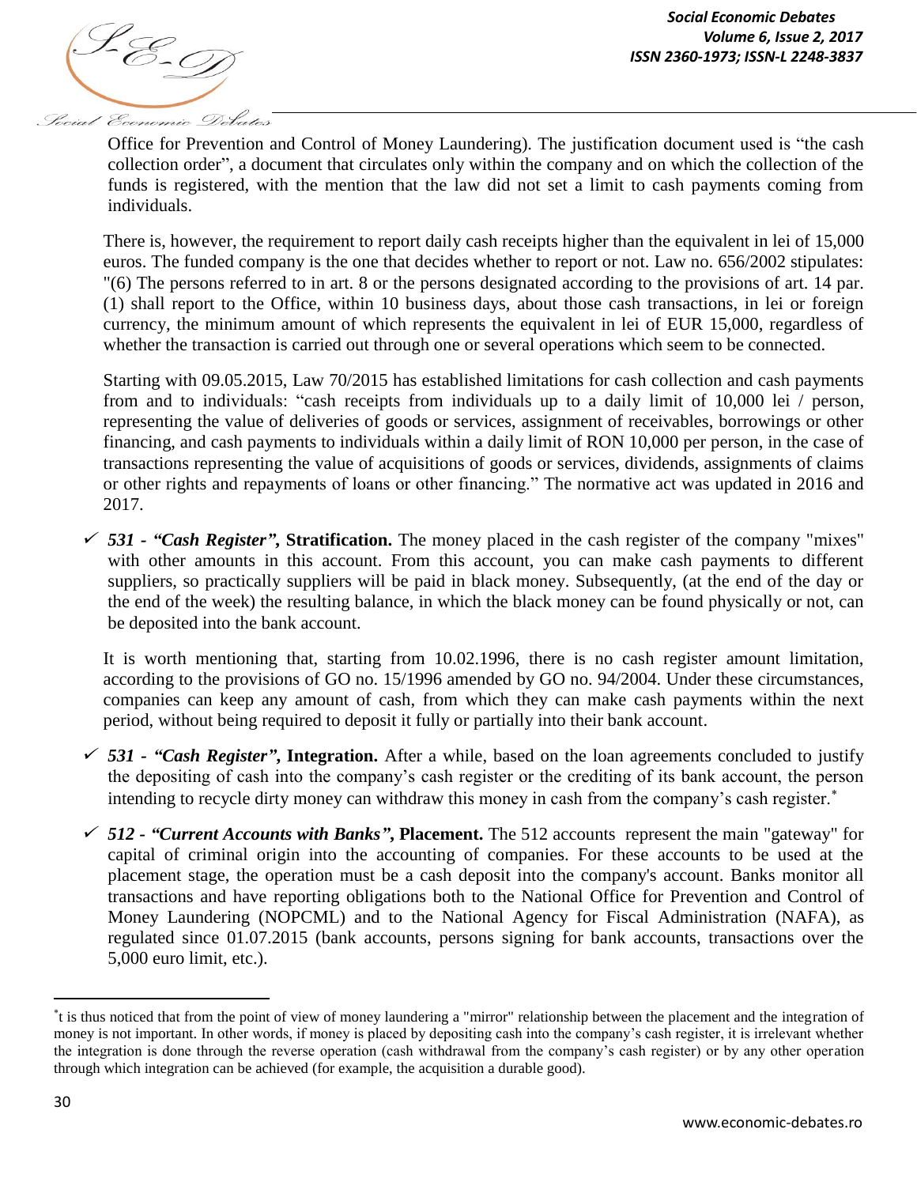Office for Prevention and Control of Money Laundering). The justification document used is "the cash collection order", a document that circulates only within the company and on which the collection of the funds is registered, with the mention that the law did not set a limit to cash payments coming from individuals.

There is, however, the requirement to report daily cash receipts higher than the equivalent in lei of 15,000 euros. The funded company is the one that decides whether to report or not. Law no. 656/2002 stipulates: "(6) The persons referred to in art. 8 or the persons designated according to the provisions of art. 14 par. (1) shall report to the Office, within 10 business days, about those cash transactions, in lei or foreign currency, the minimum amount of which represents the equivalent in lei of EUR 15,000, regardless of whether the transaction is carried out through one or several operations which seem to be connected.

Starting with 09.05.2015, Law 70/2015 has established limitations for cash collection and cash payments from and to individuals: "cash receipts from individuals up to a daily limit of 10,000 lei / person, representing the value of deliveries of goods or services, assignment of receivables, borrowings or other financing, and cash payments to individuals within a daily limit of RON 10,000 per person, in the case of transactions representing the value of acquisitions of goods or services, dividends, assignments of claims or other rights and repayments of loans or other financing." The normative act was updated in 2016 and 2017.

- ***531 - "Cash Register",* Stratification.** The money placed in the cash register of the company "mixes" with other amounts in this account. From this account, you can make cash payments to different suppliers, so practically suppliers will be paid in black money. Subsequently, (at the end of the day or the end of the week) the resulting balance, in which the black money can be found physically or not, can be deposited into the bank account.

  It is worth mentioning that, starting from 10.02.1996, there is no cash register amount limitation, according to the provisions of GO no. 15/1996 amended by GO no. 94/2004. Under these circumstances, companies can keep any amount of cash, from which they can make cash payments within the next period, without being required to deposit it fully or partially into their bank account.

- ***531 - "Cash Register",* Integration.** After a while, based on the loan agreements concluded to justify the depositing of cash into the company's cash register or the crediting of its bank account, the person intending to recycle dirty money can withdraw this money in cash from the company's cash register.[*]

- ***512 - "Current Accounts with Banks",* Placement.** The 512 accounts represent the main "gateway" for capital of criminal origin into the accounting of companies. For these accounts to be used at the placement stage, the operation must be a cash deposit into the company's account. Banks monitor all transactions and have reporting obligations both to the National Office for Prevention and Control of Money Laundering (NOPCML) and to the National Agency for Fiscal Administration (NAFA), as regulated since 01.07.2015 (bank accounts, persons signing for bank accounts, transactions over the 5,000 euro limit, etc.).

---

[*] t is thus noticed that from the point of view of money laundering a "mirror" relationship between the placement and the integration of money is not important. In other words, if money is placed by depositing cash into the company's cash register, it is irrelevant whether the integration is done through the reverse operation (cash withdrawal from the company's cash register) or by any other operation through which integration can be achieved (for example, the acquisition a durable good).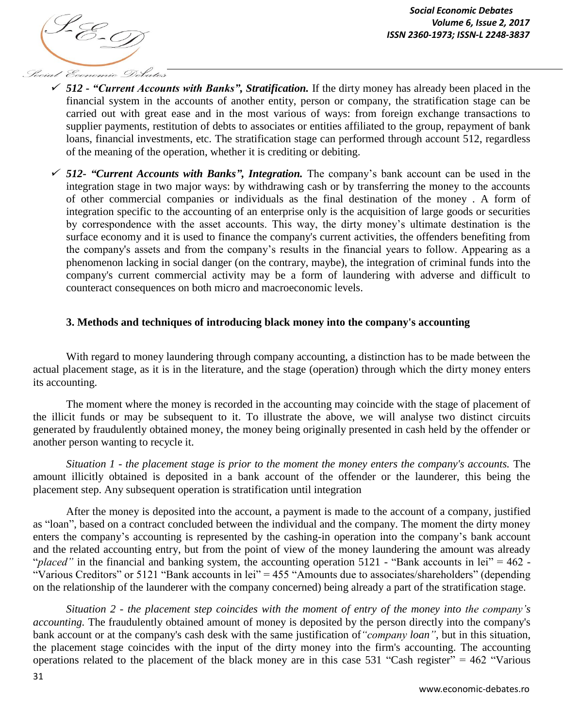- ✓ ***512 - "Current Accounts with Banks", Stratification.*** If the dirty money has already been placed in the financial system in the accounts of another entity, person or company, the stratification stage can be carried out with great ease and in the most various of ways: from foreign exchange transactions to supplier payments, restitution of debts to associates or entities affiliated to the group, repayment of bank loans, financial investments, etc. The stratification stage can performed through account 512, regardless of the meaning of the operation, whether it is crediting or debiting.

- ✓ ***512- "Current Accounts with Banks", Integration.*** The company's bank account can be used in the integration stage in two major ways: by withdrawing cash or by transferring the money to the accounts of other commercial companies or individuals as the final destination of the money . A form of integration specific to the accounting of an enterprise only is the acquisition of large goods or securities by correspondence with the asset accounts. This way, the dirty money's ultimate destination is the surface economy and it is used to finance the company's current activities, the offenders benefiting from the company's assets and from the company's results in the financial years to follow. Appearing as a phenomenon lacking in social danger (on the contrary, maybe), the integration of criminal funds into the company's current commercial activity may be a form of laundering with adverse and difficult to counteract consequences on both micro and macroeconomic levels.

### 3. Methods and techniques of introducing black money into the company's accounting

With regard to money laundering through company accounting, a distinction has to be made between the actual placement stage, as it is in the literature, and the stage (operation) through which the dirty money enters its accounting.

The moment where the money is recorded in the accounting may coincide with the stage of placement of the illicit funds or may be subsequent to it. To illustrate the above, we will analyse two distinct circuits generated by fraudulently obtained money, the money being originally presented in cash held by the offender or another person wanting to recycle it.

*Situation 1 - the placement stage is prior to the moment the money enters the company's accounts.* The amount illicitly obtained is deposited in a bank account of the offender or the launderer, this being the placement step. Any subsequent operation is stratification until integration

After the money is deposited into the account, a payment is made to the account of a company, justified as "loan", based on a contract concluded between the individual and the company. The moment the dirty money enters the company's accounting is represented by the cashing-in operation into the company's bank account and the related accounting entry, but from the point of view of the money laundering the amount was already "*placed"* in the financial and banking system, the accounting operation 5121 - "Bank accounts in lei" = 462 - "Various Creditors" or 5121 "Bank accounts in lei" = 455 "Amounts due to associates/shareholders" (depending on the relationship of the launderer with the company concerned) being already a part of the stratification stage.

*Situation 2 - the placement step coincides with the moment of entry of the money into the company's accounting.* The fraudulently obtained amount of money is deposited by the person directly into the company's bank account or at the company's cash desk with the same justification of *"company loan"*, but in this situation, the placement stage coincides with the input of the dirty money into the firm's accounting. The accounting operations related to the placement of the black money are in this case 531 "Cash register" = 462 "Various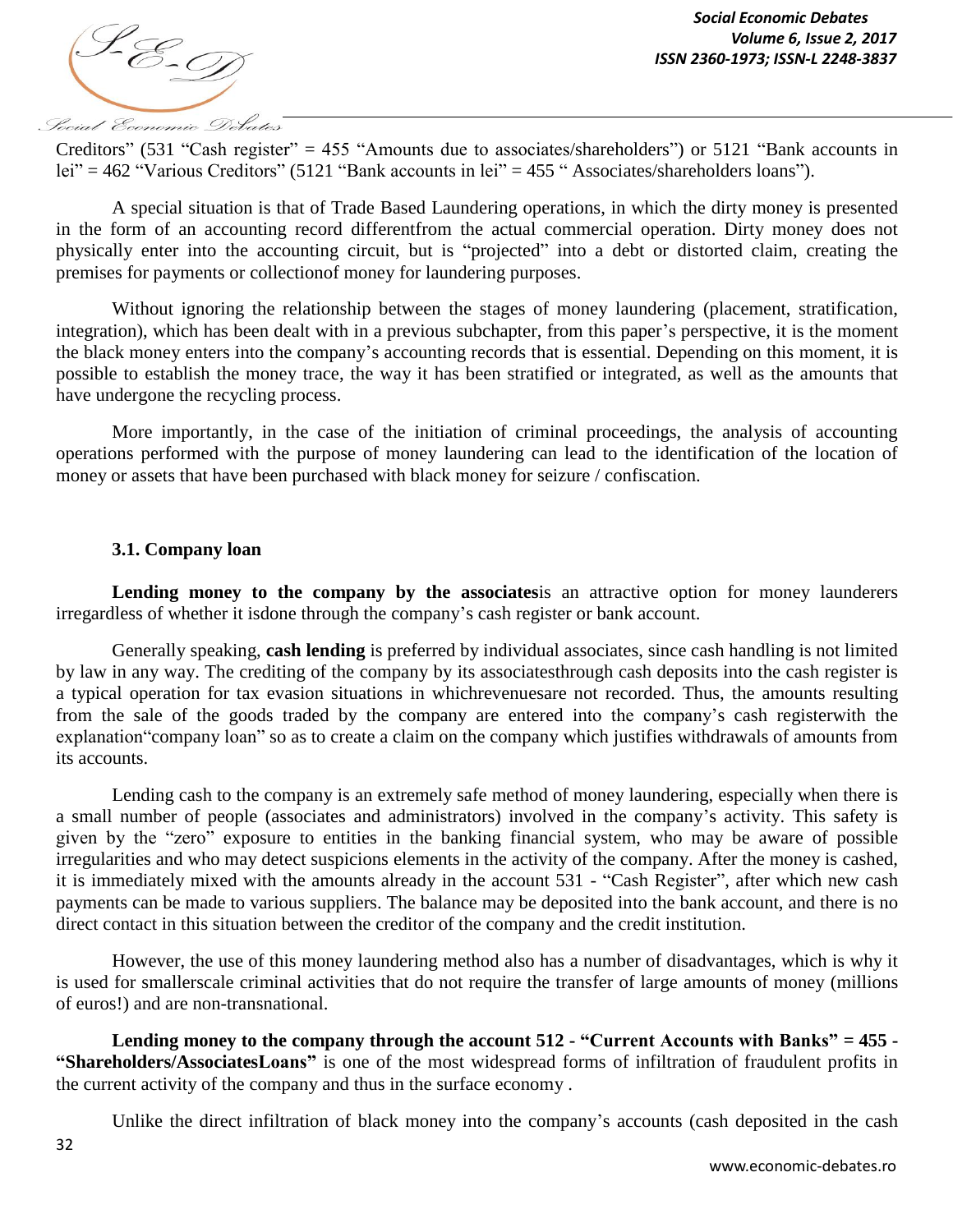Creditors" (531 "Cash register" = 455 "Amounts due to associates/shareholders") or 5121 "Bank accounts in lei" = 462 "Various Creditors" (5121 "Bank accounts in lei" = 455 " Associates/shareholders loans").

A special situation is that of Trade Based Laundering operations, in which the dirty money is presented in the form of an accounting record differentfrom the actual commercial operation. Dirty money does not physically enter into the accounting circuit, but is "projected" into a debt or distorted claim, creating the premises for payments or collectionof money for laundering purposes.

Without ignoring the relationship between the stages of money laundering (placement, stratification, integration), which has been dealt with in a previous subchapter, from this paper's perspective, it is the moment the black money enters into the company's accounting records that is essential. Depending on this moment, it is possible to establish the money trace, the way it has been stratified or integrated, as well as the amounts that have undergone the recycling process.

More importantly, in the case of the initiation of criminal proceedings, the analysis of accounting operations performed with the purpose of money laundering can lead to the identification of the location of money or assets that have been purchased with black money for seizure / confiscation.

### 3.1. Company loan

**Lending money to the company by the associates**is an attractive option for money launderers irregardless of whether it isdone through the company's cash register or bank account.

Generally speaking, **cash lending** is preferred by individual associates, since cash handling is not limited by law in any way. The crediting of the company by its associatesthrough cash deposits into the cash register is a typical operation for tax evasion situations in whichrevenuesare not recorded. Thus, the amounts resulting from the sale of the goods traded by the company are entered into the company's cash registerwith the explanation"company loan" so as to create a claim on the company which justifies withdrawals of amounts from its accounts.

Lending cash to the company is an extremely safe method of money laundering, especially when there is a small number of people (associates and administrators) involved in the company's activity. This safety is given by the "zero" exposure to entities in the banking financial system, who may be aware of possible irregularities and who may detect suspicions elements in the activity of the company. After the money is cashed, it is immediately mixed with the amounts already in the account 531 - "Cash Register", after which new cash payments can be made to various suppliers. The balance may be deposited into the bank account, and there is no direct contact in this situation between the creditor of the company and the credit institution.

However, the use of this money laundering method also has a number of disadvantages, which is why it is used for smallerscale criminal activities that do not require the transfer of large amounts of money (millions of euros!) and are non-transnational.

**Lending money to the company through the account 512 - "Current Accounts with Banks" = 455 - "Shareholders/AssociatesLoans"** is one of the most widespread forms of infiltration of fraudulent profits in the current activity of the company and thus in the surface economy .

Unlike the direct infiltration of black money into the company's accounts (cash deposited in the cash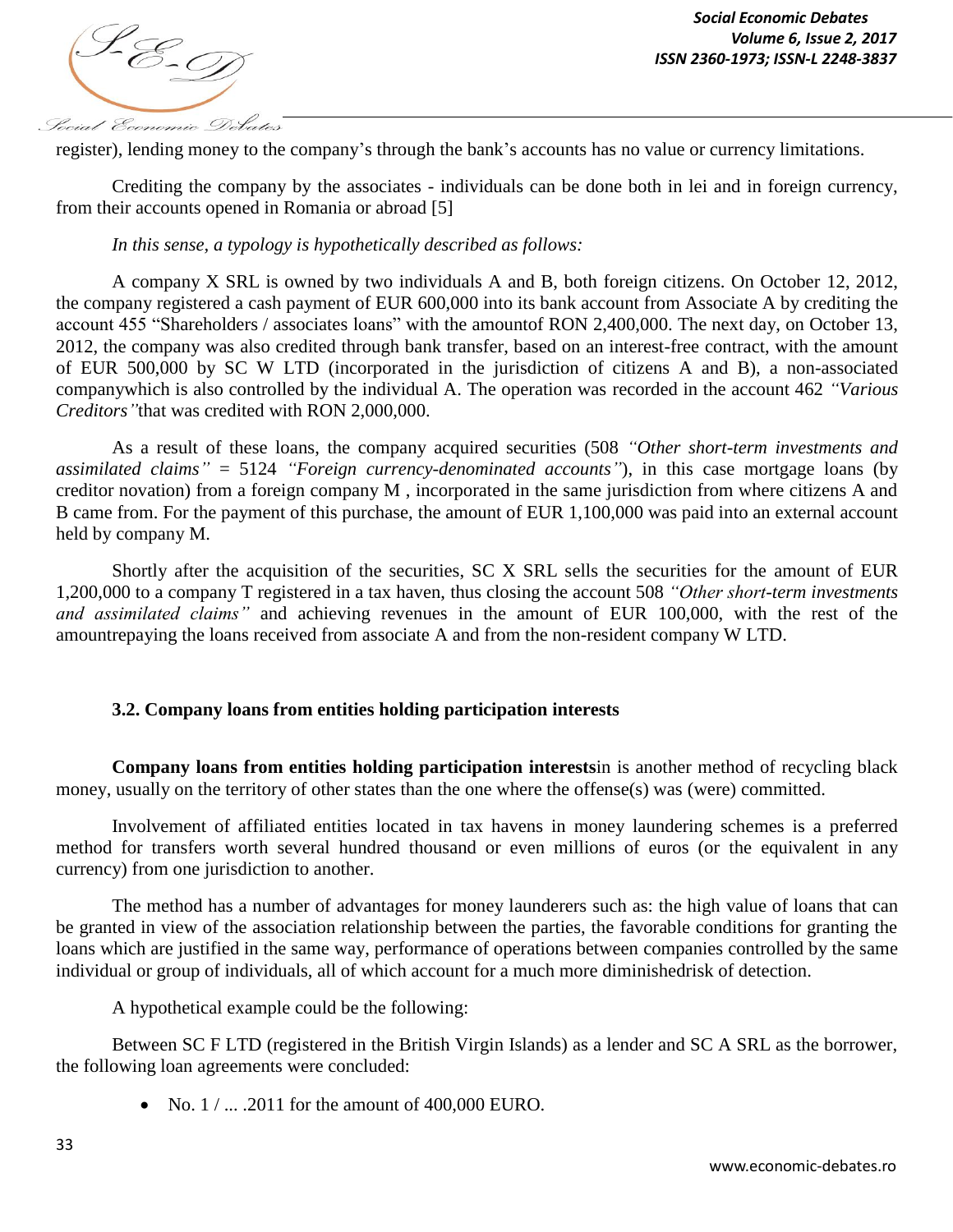register), lending money to the company's through the bank's accounts has no value or currency limitations.

Crediting the company by the associates - individuals can be done both in lei and in foreign currency, from their accounts opened in Romania or abroad [5]

*In this sense, a typology is hypothetically described as follows:*

A company X SRL is owned by two individuals A and B, both foreign citizens. On October 12, 2012, the company registered a cash payment of EUR 600,000 into its bank account from Associate A by crediting the account 455 "Shareholders / associates loans" with the amountof RON 2,400,000. The next day, on October 13, 2012, the company was also credited through bank transfer, based on an interest-free contract, with the amount of EUR 500,000 by SC W LTD (incorporated in the jurisdiction of citizens A and B), a non-associated companywhich is also controlled by the individual A. The operation was recorded in the account 462 *"Various Creditors"*that was credited with RON 2,000,000.

As a result of these loans, the company acquired securities (508 *"Other short-term investments and assimilated claims"* = 5124 *"Foreign currency-denominated accounts"*), in this case mortgage loans (by creditor novation) from a foreign company M , incorporated in the same jurisdiction from where citizens A and B came from. For the payment of this purchase, the amount of EUR 1,100,000 was paid into an external account held by company M.

Shortly after the acquisition of the securities, SC X SRL sells the securities for the amount of EUR 1,200,000 to a company T registered in a tax haven, thus closing the account 508 *"Other short-term investments and assimilated claims"* and achieving revenues in the amount of EUR 100,000, with the rest of the amountrepaying the loans received from associate A and from the non-resident company W LTD.

### 3.2. Company loans from entities holding participation interests

**Company loans from entities holding participation interests**in is another method of recycling black money, usually on the territory of other states than the one where the offense(s) was (were) committed.

Involvement of affiliated entities located in tax havens in money laundering schemes is a preferred method for transfers worth several hundred thousand or even millions of euros (or the equivalent in any currency) from one jurisdiction to another.

The method has a number of advantages for money launderers such as: the high value of loans that can be granted in view of the association relationship between the parties, the favorable conditions for granting the loans which are justified in the same way, performance of operations between companies controlled by the same individual or group of individuals, all of which account for a much more diminishedrisk of detection.

A hypothetical example could be the following:

Between SC F LTD (registered in the British Virgin Islands) as a lender and SC A SRL as the borrower, the following loan agreements were concluded:

- No. 1 / ... .2011 for the amount of 400,000 EURO.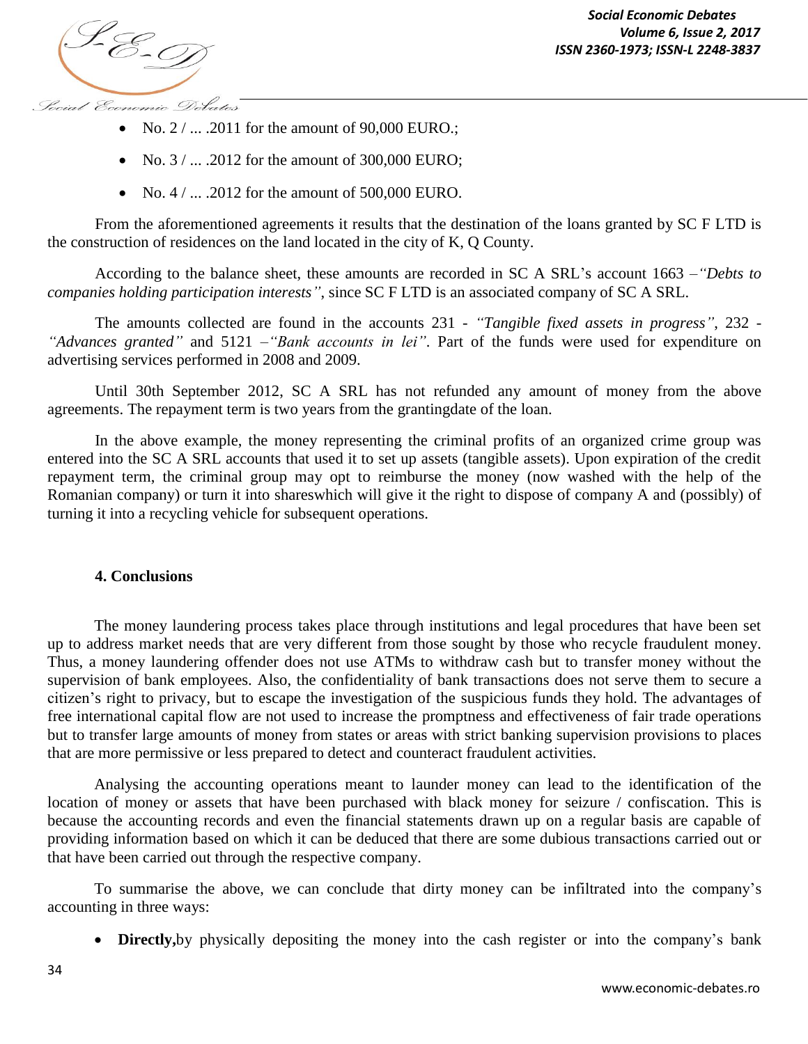- No. 2 / ... .2011 for the amount of 90,000 EURO.;
- No. 3 / ... .2012 for the amount of 300,000 EURO;
- No. 4 / ... .2012 for the amount of 500,000 EURO.

From the aforementioned agreements it results that the destination of the loans granted by SC F LTD is the construction of residences on the land located in the city of K, Q County.

According to the balance sheet, these amounts are recorded in SC A SRL's account 1663 –*"Debts to companies holding participation interests"*, since SC F LTD is an associated company of SC A SRL.

The amounts collected are found in the accounts 231 - *"Tangible fixed assets in progress"*, 232 - *"Advances granted"* and 5121 –*"Bank accounts in lei"*. Part of the funds were used for expenditure on advertising services performed in 2008 and 2009.

Until 30th September 2012, SC A SRL has not refunded any amount of money from the above agreements. The repayment term is two years from the grantingdate of the loan.

In the above example, the money representing the criminal profits of an organized crime group was entered into the SC A SRL accounts that used it to set up assets (tangible assets). Upon expiration of the credit repayment term, the criminal group may opt to reimburse the money (now washed with the help of the Romanian company) or turn it into shareswhich will give it the right to dispose of company A and (possibly) of turning it into a recycling vehicle for subsequent operations.

## 4. Conclusions

The money laundering process takes place through institutions and legal procedures that have been set up to address market needs that are very different from those sought by those who recycle fraudulent money. Thus, a money laundering offender does not use ATMs to withdraw cash but to transfer money without the supervision of bank employees. Also, the confidentiality of bank transactions does not serve them to secure a citizen's right to privacy, but to escape the investigation of the suspicious funds they hold. The advantages of free international capital flow are not used to increase the promptness and effectiveness of fair trade operations but to transfer large amounts of money from states or areas with strict banking supervision provisions to places that are more permissive or less prepared to detect and counteract fraudulent activities.

Analysing the accounting operations meant to launder money can lead to the identification of the location of money or assets that have been purchased with black money for seizure / confiscation. This is because the accounting records and even the financial statements drawn up on a regular basis are capable of providing information based on which it can be deduced that there are some dubious transactions carried out or that have been carried out through the respective company.

To summarise the above, we can conclude that dirty money can be infiltrated into the company's accounting in three ways:

- **Directly,**by physically depositing the money into the cash register or into the company's bank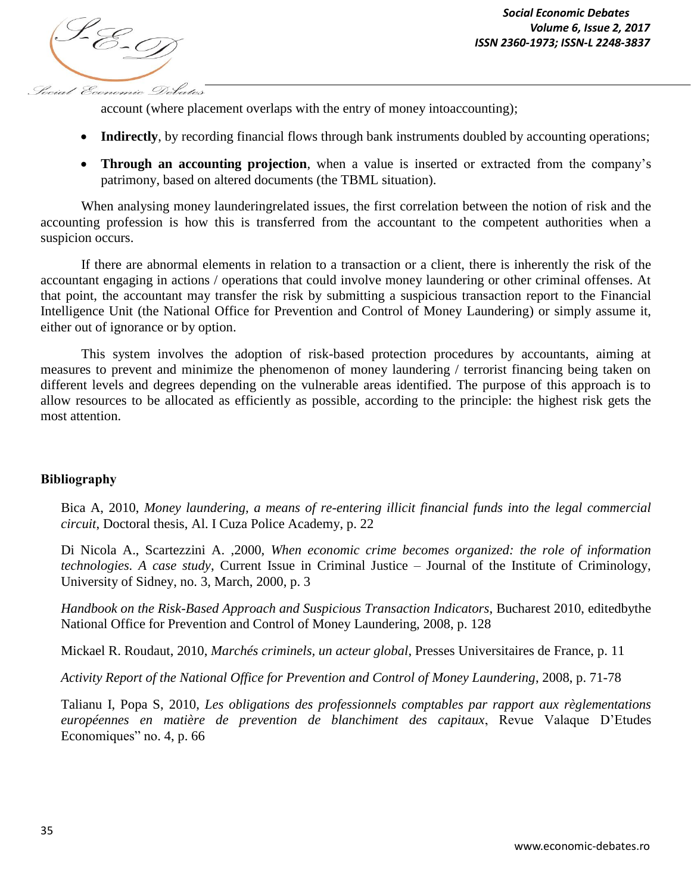account (where placement overlaps with the entry of money intoaccounting);

- **Indirectly**, by recording financial flows through bank instruments doubled by accounting operations;
- **Through an accounting projection**, when a value is inserted or extracted from the company's patrimony, based on altered documents (the TBML situation).

When analysing money launderingrelated issues, the first correlation between the notion of risk and the accounting profession is how this is transferred from the accountant to the competent authorities when a suspicion occurs.

If there are abnormal elements in relation to a transaction or a client, there is inherently the risk of the accountant engaging in actions / operations that could involve money laundering or other criminal offenses. At that point, the accountant may transfer the risk by submitting a suspicious transaction report to the Financial Intelligence Unit (the National Office for Prevention and Control of Money Laundering) or simply assume it, either out of ignorance or by option.

This system involves the adoption of risk-based protection procedures by accountants, aiming at measures to prevent and minimize the phenomenon of money laundering / terrorist financing being taken on different levels and degrees depending on the vulnerable areas identified. The purpose of this approach is to allow resources to be allocated as efficiently as possible, according to the principle: the highest risk gets the most attention.

## Bibliography

Bica A, 2010, *Money laundering, a means of re-entering illicit financial funds into the legal commercial circuit*, Doctoral thesis, Al. I Cuza Police Academy, p. 22

Di Nicola A., Scartezzini A. ,2000, *When economic crime becomes organized: the role of information technologies. A case study*, Current Issue in Criminal Justice – Journal of the Institute of Criminology, University of Sidney, no. 3, March, 2000, p. 3

*Handbook on the Risk-Based Approach and Suspicious Transaction Indicators*, Bucharest 2010, editedbythe National Office for Prevention and Control of Money Laundering, 2008, p. 128

Mickael R. Roudaut, 2010, *Marchés criminels, un acteur global*, Presses Universitaires de France, p. 11

*Activity Report of the National Office for Prevention and Control of Money Laundering*, 2008, p. 71-78

Talianu I, Popa S, 2010, *Les obligations des professionnels comptables par rapport aux règlementations européennes en matière de prevention de blanchiment des capitaux*, Revue Valaque D'Etudes Economiques" no. 4, p. 66